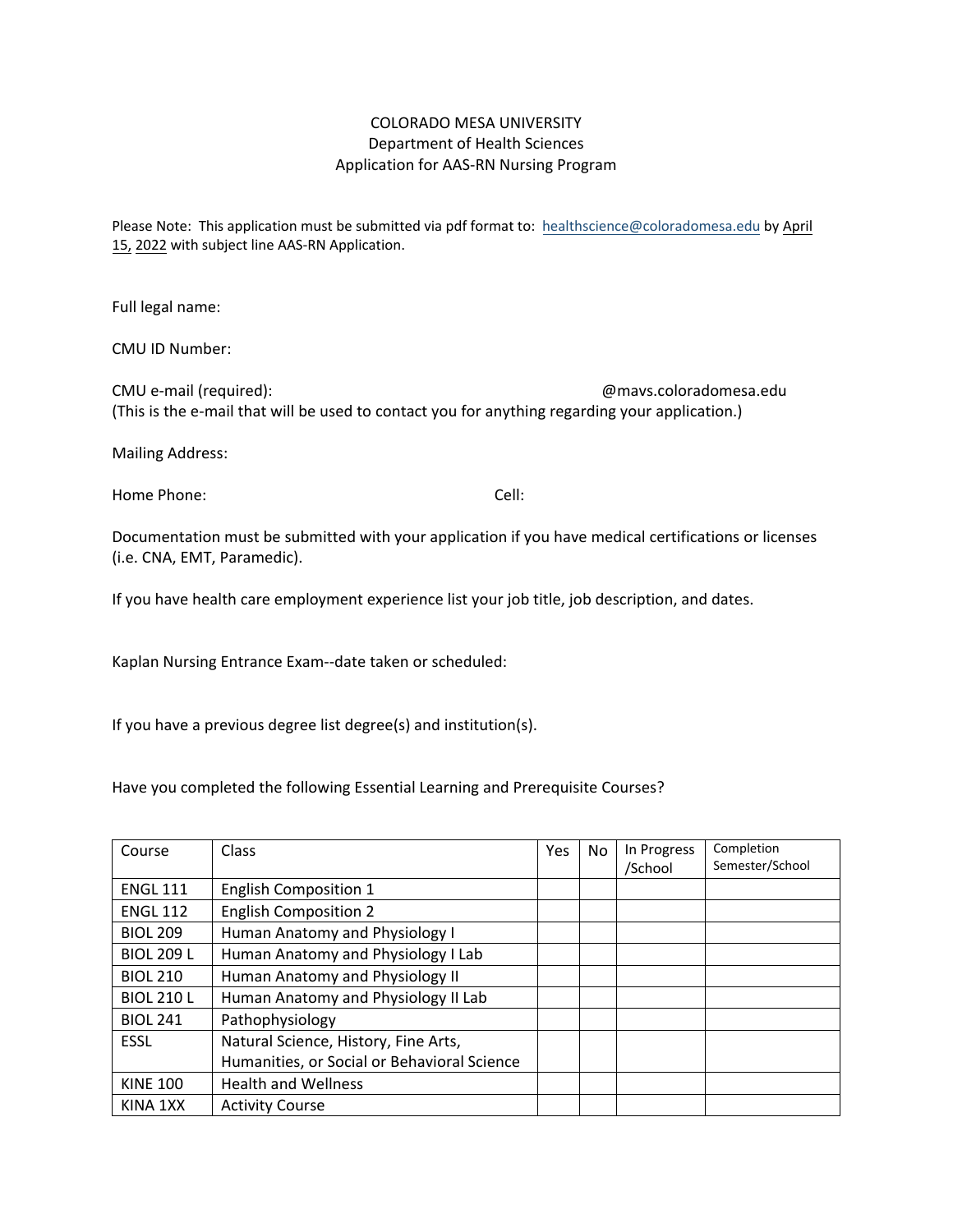COLORADO MESA UNIVERSITY
Department of Health Sciences
Application for AAS-RN Nursing Program

Please Note: This application must be submitted via pdf format to: healthscience@coloradomesa.edu by April 15, 2022 with subject line AAS-RN Application.

Full legal name:

CMU ID Number:

CMU e-mail (required): @mavs.coloradomesa.edu
(This is the e-mail that will be used to contact you for anything regarding your application.)

Mailing Address:

Home Phone: Cell:

Documentation must be submitted with your application if you have medical certifications or licenses (i.e. CNA, EMT, Paramedic).

If you have health care employment experience list your job title, job description, and dates.

Kaplan Nursing Entrance Exam--date taken or scheduled:

If you have a previous degree list degree(s) and institution(s).

Have you completed the following Essential Learning and Prerequisite Courses?

| Course | Class | Yes | No | In Progress /School | Completion Semester/School |
|---|---|---|---|---|---|
| ENGL 111 | English Composition 1 | | | | |
| ENGL 112 | English Composition 2 | | | | |
| BIOL 209 | Human Anatomy and Physiology I | | | | |
| BIOL 209 L | Human Anatomy and Physiology I Lab | | | | |
| BIOL 210 | Human Anatomy and Physiology II | | | | |
| BIOL 210 L | Human Anatomy and Physiology II Lab | | | | |
| BIOL 241 | Pathophysiology | | | | |
| ESSL | Natural Science, History, Fine Arts, Humanities, or Social or Behavioral Science | | | | |
| KINE 100 | Health and Wellness | | | | |
| KINA 1XX | Activity Course | | | | |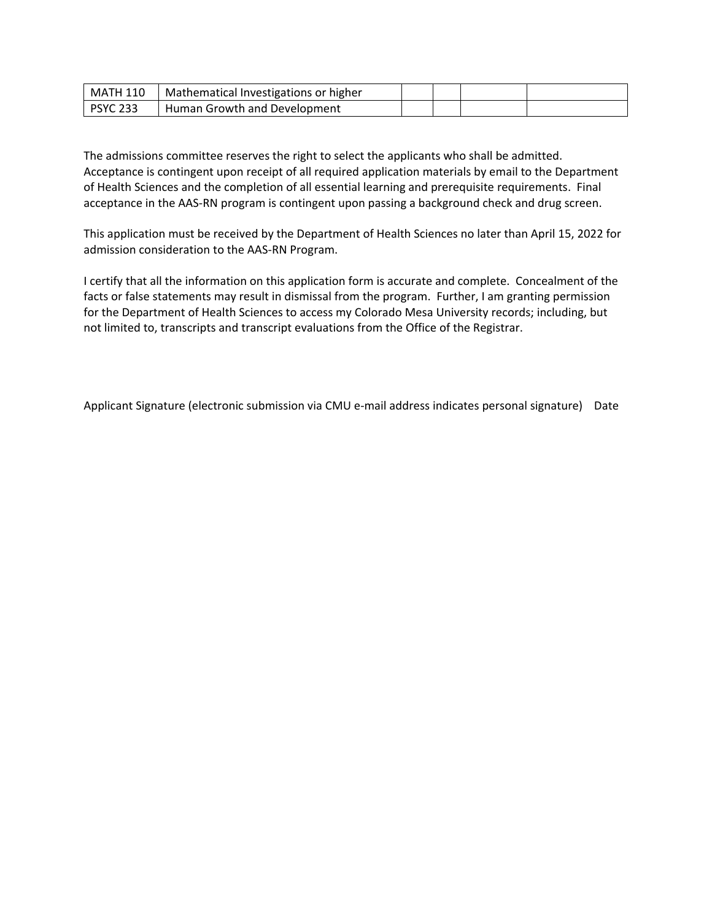| | | | | | |
|---|---|---|---|---|---|
| MATH 110 | Mathematical Investigations or higher | | | | |
| PSYC 233 | Human Growth and Development | | | | |

The admissions committee reserves the right to select the applicants who shall be admitted. Acceptance is contingent upon receipt of all required application materials by email to the Department of Health Sciences and the completion of all essential learning and prerequisite requirements. Final acceptance in the AAS-RN program is contingent upon passing a background check and drug screen.

This application must be received by the Department of Health Sciences no later than April 15, 2022 for admission consideration to the AAS-RN Program.

I certify that all the information on this application form is accurate and complete. Concealment of the facts or false statements may result in dismissal from the program. Further, I am granting permission for the Department of Health Sciences to access my Colorado Mesa University records; including, but not limited to, transcripts and transcript evaluations from the Office of the Registrar.

Applicant Signature (electronic submission via CMU e-mail address indicates personal signature)    Date